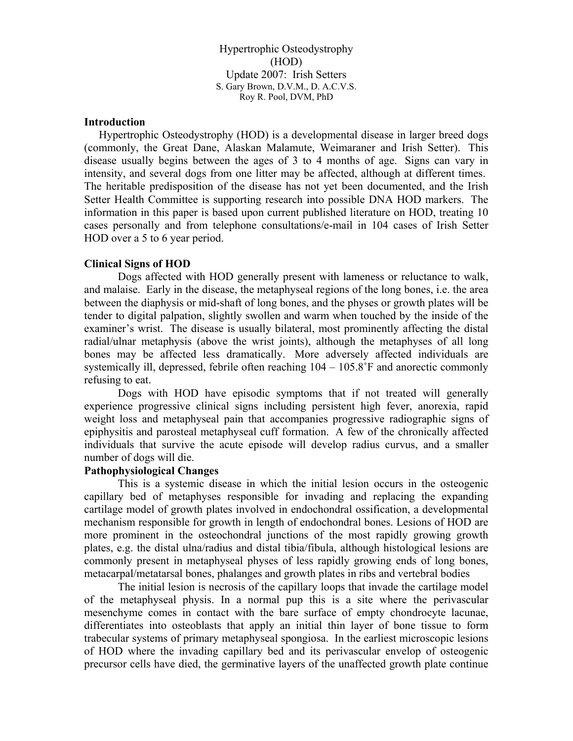# Hypertrophic Osteodystrophy (HOD)

## Update 2007: Irish Setters

S. Gary Brown, D.V.M., D. A.C.V.S.
Roy R. Pool, DVM, PhD

**Introduction**

Hypertrophic Osteodystrophy (HOD) is a developmental disease in larger breed dogs (commonly, the Great Dane, Alaskan Malamute, Weimaraner and Irish Setter). This disease usually begins between the ages of 3 to 4 months of age. Signs can vary in intensity, and several dogs from one litter may be affected, although at different times. The heritable predisposition of the disease has not yet been documented, and the Irish Setter Health Committee is supporting research into possible DNA HOD markers. The information in this paper is based upon current published literature on HOD, treating 10 cases personally and from telephone consultations/e-mail in 104 cases of Irish Setter HOD over a 5 to 6 year period.

**Clinical Signs of HOD**

Dogs affected with HOD generally present with lameness or reluctance to walk, and malaise. Early in the disease, the metaphyseal regions of the long bones, i.e. the area between the diaphysis or mid-shaft of long bones, and the physes or growth plates will be tender to digital palpation, slightly swollen and warm when touched by the inside of the examiner's wrist. The disease is usually bilateral, most prominently affecting the distal radial/ulnar metaphysis (above the wrist joints), although the metaphyses of all long bones may be affected less dramatically. More adversely affected individuals are systemically ill, depressed, febrile often reaching 104 – 105.8˚F and anorectic commonly refusing to eat.

Dogs with HOD have episodic symptoms that if not treated will generally experience progressive clinical signs including persistent high fever, anorexia, rapid weight loss and metaphyseal pain that accompanies progressive radiographic signs of epiphysitis and parosteal metaphyseal cuff formation. A few of the chronically affected individuals that survive the acute episode will develop radius curvus, and a smaller number of dogs will die.

**Pathophysiological Changes**

This is a systemic disease in which the initial lesion occurs in the osteogenic capillary bed of metaphyses responsible for invading and replacing the expanding cartilage model of growth plates involved in endochondral ossification, a developmental mechanism responsible for growth in length of endochondral bones. Lesions of HOD are more prominent in the osteochondral junctions of the most rapidly growing growth plates, e.g. the distal ulna/radius and distal tibia/fibula, although histological lesions are commonly present in metaphyseal physes of less rapidly growing ends of long bones, metacarpal/metatarsal bones, phalanges and growth plates in ribs and vertebral bodies

The initial lesion is necrosis of the capillary loops that invade the cartilage model of the metaphyseal physis. In a normal pup this is a site where the perivascular mesenchyme comes in contact with the bare surface of empty chondrocyte lacunae, differentiates into osteoblasts that apply an initial thin layer of bone tissue to form trabecular systems of primary metaphyseal spongiosa. In the earliest microscopic lesions of HOD where the invading capillary bed and its perivascular envelop of osteogenic precursor cells have died, the germinative layers of the unaffected growth plate continue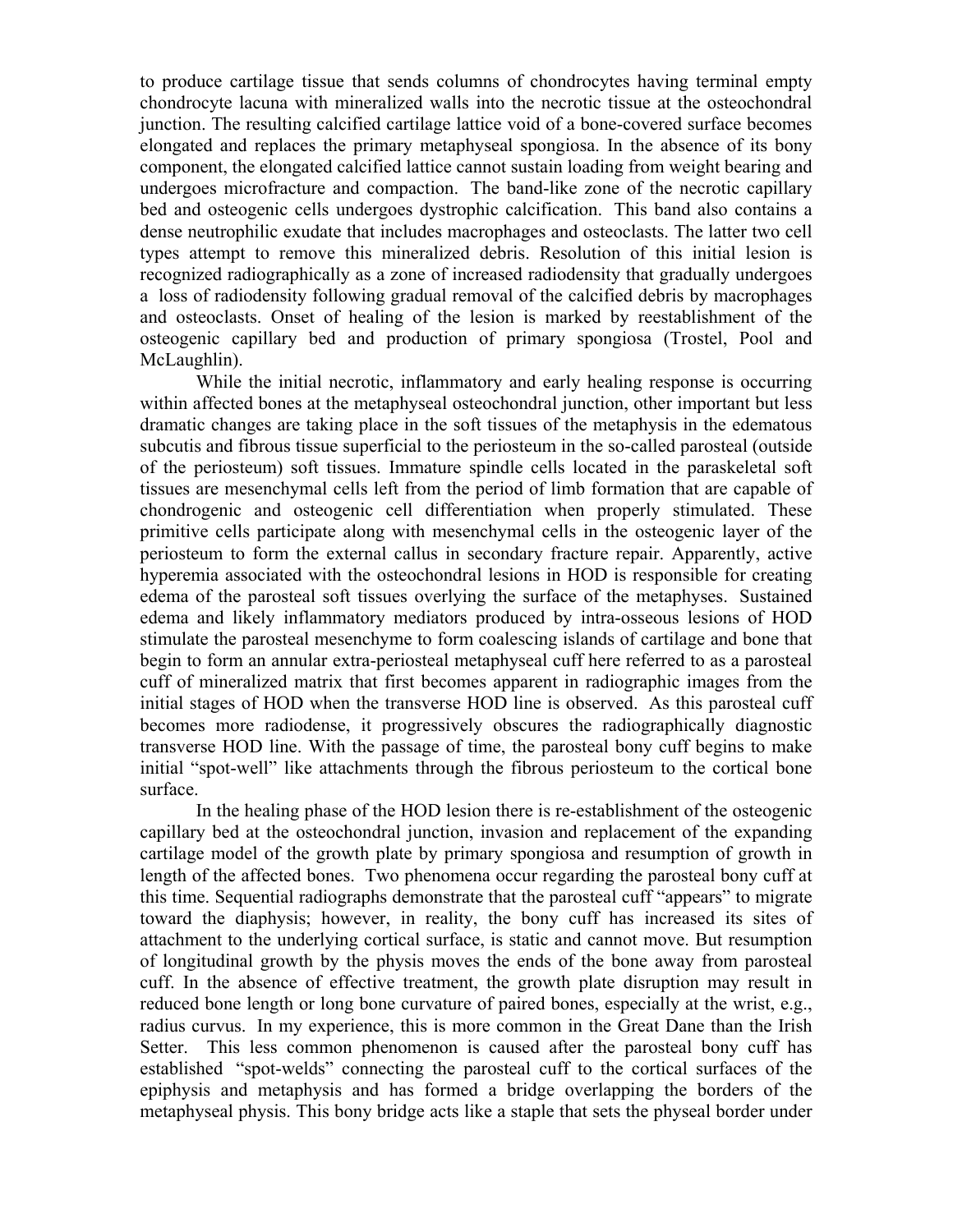to produce cartilage tissue that sends columns of chondrocytes having terminal empty chondrocyte lacuna with mineralized walls into the necrotic tissue at the osteochondral junction. The resulting calcified cartilage lattice void of a bone-covered surface becomes elongated and replaces the primary metaphyseal spongiosa. In the absence of its bony component, the elongated calcified lattice cannot sustain loading from weight bearing and undergoes microfracture and compaction. The band-like zone of the necrotic capillary bed and osteogenic cells undergoes dystrophic calcification. This band also contains a dense neutrophilic exudate that includes macrophages and osteoclasts. The latter two cell types attempt to remove this mineralized debris. Resolution of this initial lesion is recognized radiographically as a zone of increased radiodensity that gradually undergoes a loss of radiodensity following gradual removal of the calcified debris by macrophages and osteoclasts. Onset of healing of the lesion is marked by reestablishment of the osteogenic capillary bed and production of primary spongiosa (Trostel, Pool and McLaughlin).

While the initial necrotic, inflammatory and early healing response is occurring within affected bones at the metaphyseal osteochondral junction, other important but less dramatic changes are taking place in the soft tissues of the metaphysis in the edematous subcutis and fibrous tissue superficial to the periosteum in the so-called parosteal (outside of the periosteum) soft tissues. Immature spindle cells located in the paraskeletal soft tissues are mesenchymal cells left from the period of limb formation that are capable of chondrogenic and osteogenic cell differentiation when properly stimulated. These primitive cells participate along with mesenchymal cells in the osteogenic layer of the periosteum to form the external callus in secondary fracture repair. Apparently, active hyperemia associated with the osteochondral lesions in HOD is responsible for creating edema of the parosteal soft tissues overlying the surface of the metaphyses. Sustained edema and likely inflammatory mediators produced by intra-osseous lesions of HOD stimulate the parosteal mesenchyme to form coalescing islands of cartilage and bone that begin to form an annular extra-periosteal metaphyseal cuff here referred to as a parosteal cuff of mineralized matrix that first becomes apparent in radiographic images from the initial stages of HOD when the transverse HOD line is observed. As this parosteal cuff becomes more radiodense, it progressively obscures the radiographically diagnostic transverse HOD line. With the passage of time, the parosteal bony cuff begins to make initial "spot-well" like attachments through the fibrous periosteum to the cortical bone surface.

In the healing phase of the HOD lesion there is re-establishment of the osteogenic capillary bed at the osteochondral junction, invasion and replacement of the expanding cartilage model of the growth plate by primary spongiosa and resumption of growth in length of the affected bones. Two phenomena occur regarding the parosteal bony cuff at this time. Sequential radiographs demonstrate that the parosteal cuff "appears" to migrate toward the diaphysis; however, in reality, the bony cuff has increased its sites of attachment to the underlying cortical surface, is static and cannot move. But resumption of longitudinal growth by the physis moves the ends of the bone away from parosteal cuff. In the absence of effective treatment, the growth plate disruption may result in reduced bone length or long bone curvature of paired bones, especially at the wrist, e.g., radius curvus. In my experience, this is more common in the Great Dane than the Irish Setter. This less common phenomenon is caused after the parosteal bony cuff has established "spot-welds" connecting the parosteal cuff to the cortical surfaces of the epiphysis and metaphysis and has formed a bridge overlapping the borders of the metaphyseal physis. This bony bridge acts like a staple that sets the physeal border under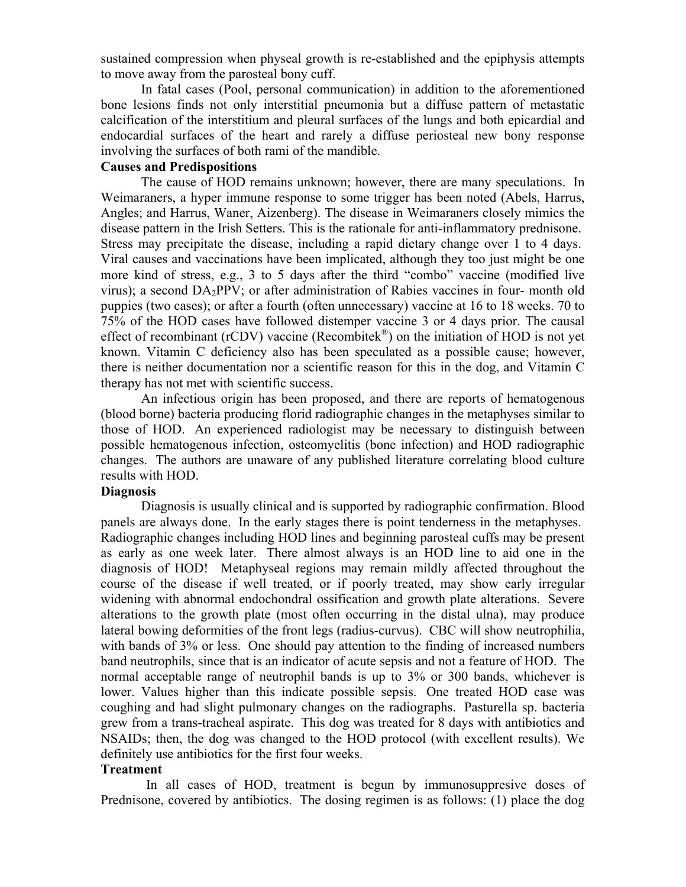sustained compression when physeal growth is re-established and the epiphysis attempts to move away from the parosteal bony cuff.

In fatal cases (Pool, personal communication) in addition to the aforementioned bone lesions finds not only interstitial pneumonia but a diffuse pattern of metastatic calcification of the interstitium and pleural surfaces of the lungs and both epicardial and endocardial surfaces of the heart and rarely a diffuse periosteal new bony response involving the surfaces of both rami of the mandible.

**Causes and Predispositions**

The cause of HOD remains unknown; however, there are many speculations. In Weimaraners, a hyper immune response to some trigger has been noted (Abels, Harrus, Angles; and Harrus, Waner, Aizenberg). The disease in Weimaraners closely mimics the disease pattern in the Irish Setters. This is the rationale for anti-inflammatory prednisone. Stress may precipitate the disease, including a rapid dietary change over 1 to 4 days. Viral causes and vaccinations have been implicated, although they too just might be one more kind of stress, e.g., 3 to 5 days after the third "combo" vaccine (modified live virus); a second $DA_2PPV$; or after administration of Rabies vaccines in four- month old puppies (two cases); or after a fourth (often unnecessary) vaccine at 16 to 18 weeks. 70 to 75% of the HOD cases have followed distemper vaccine 3 or 4 days prior. The causal effect of recombinant (rCDV) vaccine (Recombitek®) on the initiation of HOD is not yet known. Vitamin C deficiency also has been speculated as a possible cause; however, there is neither documentation nor a scientific reason for this in the dog, and Vitamin C therapy has not met with scientific success.

An infectious origin has been proposed, and there are reports of hematogenous (blood borne) bacteria producing florid radiographic changes in the metaphyses similar to those of HOD. An experienced radiologist may be necessary to distinguish between possible hematogenous infection, osteomyelitis (bone infection) and HOD radiographic changes. The authors are unaware of any published literature correlating blood culture results with HOD.

**Diagnosis**

Diagnosis is usually clinical and is supported by radiographic confirmation. Blood panels are always done. In the early stages there is point tenderness in the metaphyses. Radiographic changes including HOD lines and beginning parosteal cuffs may be present as early as one week later. There almost always is an HOD line to aid one in the diagnosis of HOD! Metaphyseal regions may remain mildly affected throughout the course of the disease if well treated, or if poorly treated, may show early irregular widening with abnormal endochondral ossification and growth plate alterations. Severe alterations to the growth plate (most often occurring in the distal ulna), may produce lateral bowing deformities of the front legs (radius-curvus). CBC will show neutrophilia, with bands of 3% or less. One should pay attention to the finding of increased numbers band neutrophils, since that is an indicator of acute sepsis and not a feature of HOD. The normal acceptable range of neutrophil bands is up to 3% or 300 bands, whichever is lower. Values higher than this indicate possible sepsis. One treated HOD case was coughing and had slight pulmonary changes on the radiographs. Pasturella sp. bacteria grew from a trans-tracheal aspirate. This dog was treated for 8 days with antibiotics and NSAIDs; then, the dog was changed to the HOD protocol (with excellent results). We definitely use antibiotics for the first four weeks.

**Treatment**

In all cases of HOD, treatment is begun by immunosuppresive doses of Prednisone, covered by antibiotics. The dosing regimen is as follows: (1) place the dog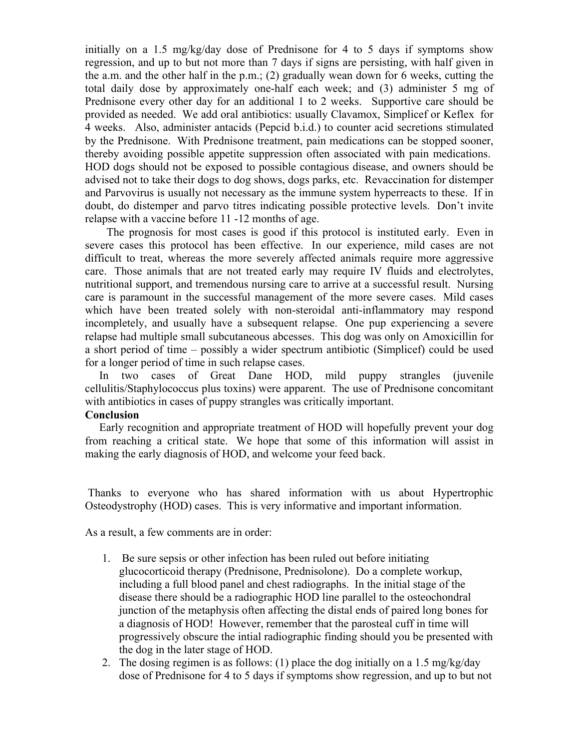initially on a 1.5 mg/kg/day dose of Prednisone for 4 to 5 days if symptoms show regression, and up to but not more than 7 days if signs are persisting, with half given in the a.m. and the other half in the p.m.; (2) gradually wean down for 6 weeks, cutting the total daily dose by approximately one-half each week; and (3) administer 5 mg of Prednisone every other day for an additional 1 to 2 weeks. Supportive care should be provided as needed. We add oral antibiotics: usually Clavamox, Simplicef or Keflex for 4 weeks. Also, administer antacids (Pepcid b.i.d.) to counter acid secretions stimulated by the Prednisone. With Prednisone treatment, pain medications can be stopped sooner, thereby avoiding possible appetite suppression often associated with pain medications. HOD dogs should not be exposed to possible contagious disease, and owners should be advised not to take their dogs to dog shows, dogs parks, etc. Revaccination for distemper and Parvovirus is usually not necessary as the immune system hyperreacts to these. If in doubt, do distemper and parvo titres indicating possible protective levels. Don't invite relapse with a vaccine before 11 -12 months of age.

The prognosis for most cases is good if this protocol is instituted early. Even in severe cases this protocol has been effective. In our experience, mild cases are not difficult to treat, whereas the more severely affected animals require more aggressive care. Those animals that are not treated early may require IV fluids and electrolytes, nutritional support, and tremendous nursing care to arrive at a successful result. Nursing care is paramount in the successful management of the more severe cases. Mild cases which have been treated solely with non-steroidal anti-inflammatory may respond incompletely, and usually have a subsequent relapse. One pup experiencing a severe relapse had multiple small subcutaneous abcesses. This dog was only on Amoxicillin for a short period of time – possibly a wider spectrum antibiotic (Simplicef) could be used for a longer period of time in such relapse cases.

In two cases of Great Dane HOD, mild puppy strangles (juvenile cellulitis/Staphylococcus plus toxins) were apparent. The use of Prednisone concomitant with antibiotics in cases of puppy strangles was critically important.

**Conclusion**

Early recognition and appropriate treatment of HOD will hopefully prevent your dog from reaching a critical state. We hope that some of this information will assist in making the early diagnosis of HOD, and welcome your feed back.

Thanks to everyone who has shared information with us about Hypertrophic Osteodystrophy (HOD) cases. This is very informative and important information.

As a result, a few comments are in order:

1. Be sure sepsis or other infection has been ruled out before initiating glucocorticoid therapy (Prednisone, Prednisolone). Do a complete workup, including a full blood panel and chest radiographs. In the initial stage of the disease there should be a radiographic HOD line parallel to the osteochondral junction of the metaphysis often affecting the distal ends of paired long bones for a diagnosis of HOD! However, remember that the parosteal cuff in time will progressively obscure the intial radiographic finding should you be presented with the dog in the later stage of HOD.
2. The dosing regimen is as follows: (1) place the dog initially on a 1.5 mg/kg/day dose of Prednisone for 4 to 5 days if symptoms show regression, and up to but not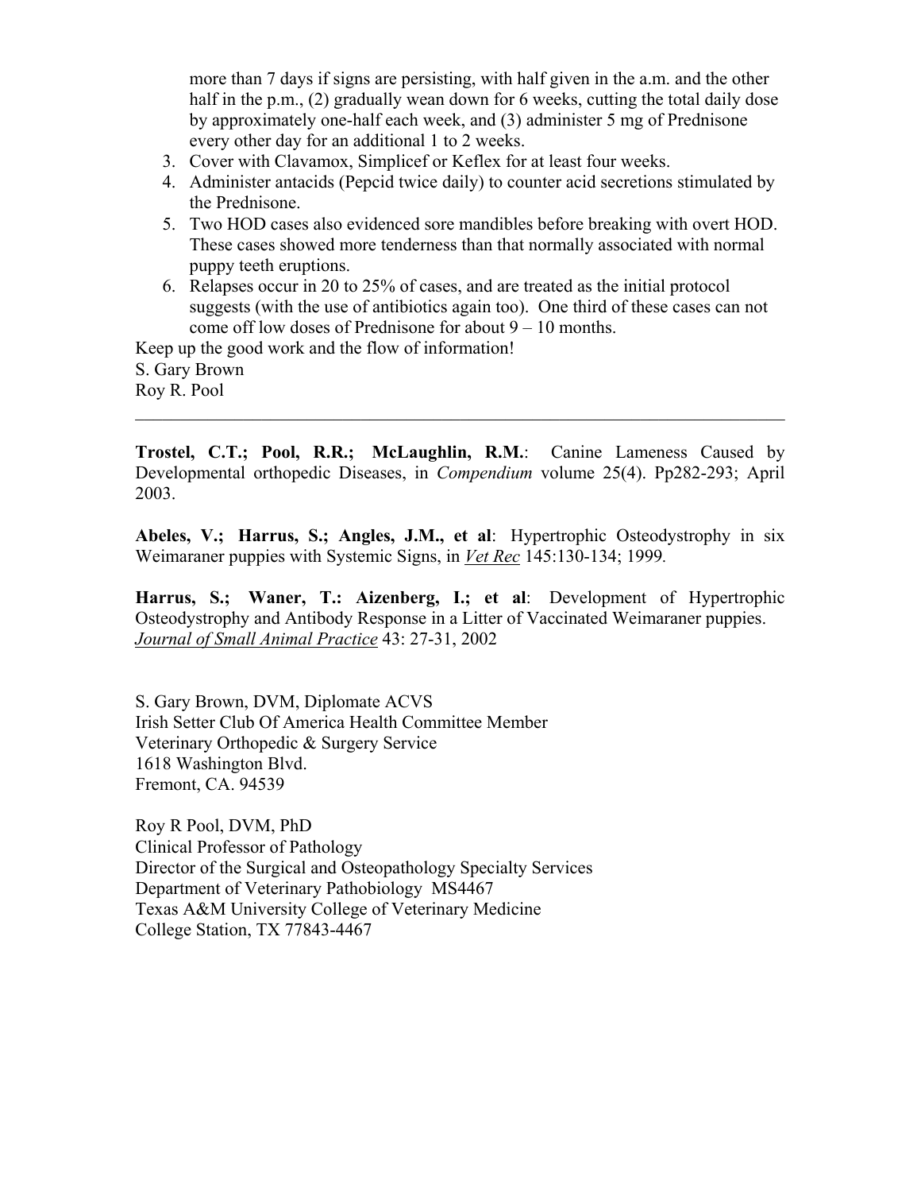more than 7 days if signs are persisting, with half given in the a.m. and the other half in the p.m., (2) gradually wean down for 6 weeks, cutting the total daily dose by approximately one-half each week, and (3) administer 5 mg of Prednisone every other day for an additional 1 to 2 weeks.

3. Cover with Clavamox, Simplicef or Keflex for at least four weeks.
4. Administer antacids (Pepcid twice daily) to counter acid secretions stimulated by the Prednisone.
5. Two HOD cases also evidenced sore mandibles before breaking with overt HOD. These cases showed more tenderness than that normally associated with normal puppy teeth eruptions.
6. Relapses occur in 20 to 25% of cases, and are treated as the initial protocol suggests (with the use of antibiotics again too). One third of these cases can not come off low doses of Prednisone for about 9 – 10 months.

Keep up the good work and the flow of information!

S. Gary Brown

Roy R. Pool

---

**Trostel, C.T.; Pool, R.R.; McLaughlin, R.M.**: Canine Lameness Caused by Developmental orthopedic Diseases, in *Compendium* volume 25(4). Pp282-293; April 2003.

**Abeles, V.; Harrus, S.; Angles, J.M., et al**: Hypertrophic Osteodystrophy in six Weimaraner puppies with Systemic Signs, in *Vet Rec* 145:130-134; 1999.

**Harrus, S.; Waner, T.: Aizenberg, I.; et al**: Development of Hypertrophic Osteodystrophy and Antibody Response in a Litter of Vaccinated Weimaraner puppies. *Journal of Small Animal Practice* 43: 27-31, 2002

S. Gary Brown, DVM, Diplomate ACVS
Irish Setter Club Of America Health Committee Member
Veterinary Orthopedic & Surgery Service
1618 Washington Blvd.
Fremont, CA. 94539

Roy R Pool, DVM, PhD
Clinical Professor of Pathology
Director of the Surgical and Osteopathology Specialty Services
Department of Veterinary Pathobiology MS4467
Texas A&M University College of Veterinary Medicine
College Station, TX 77843-4467